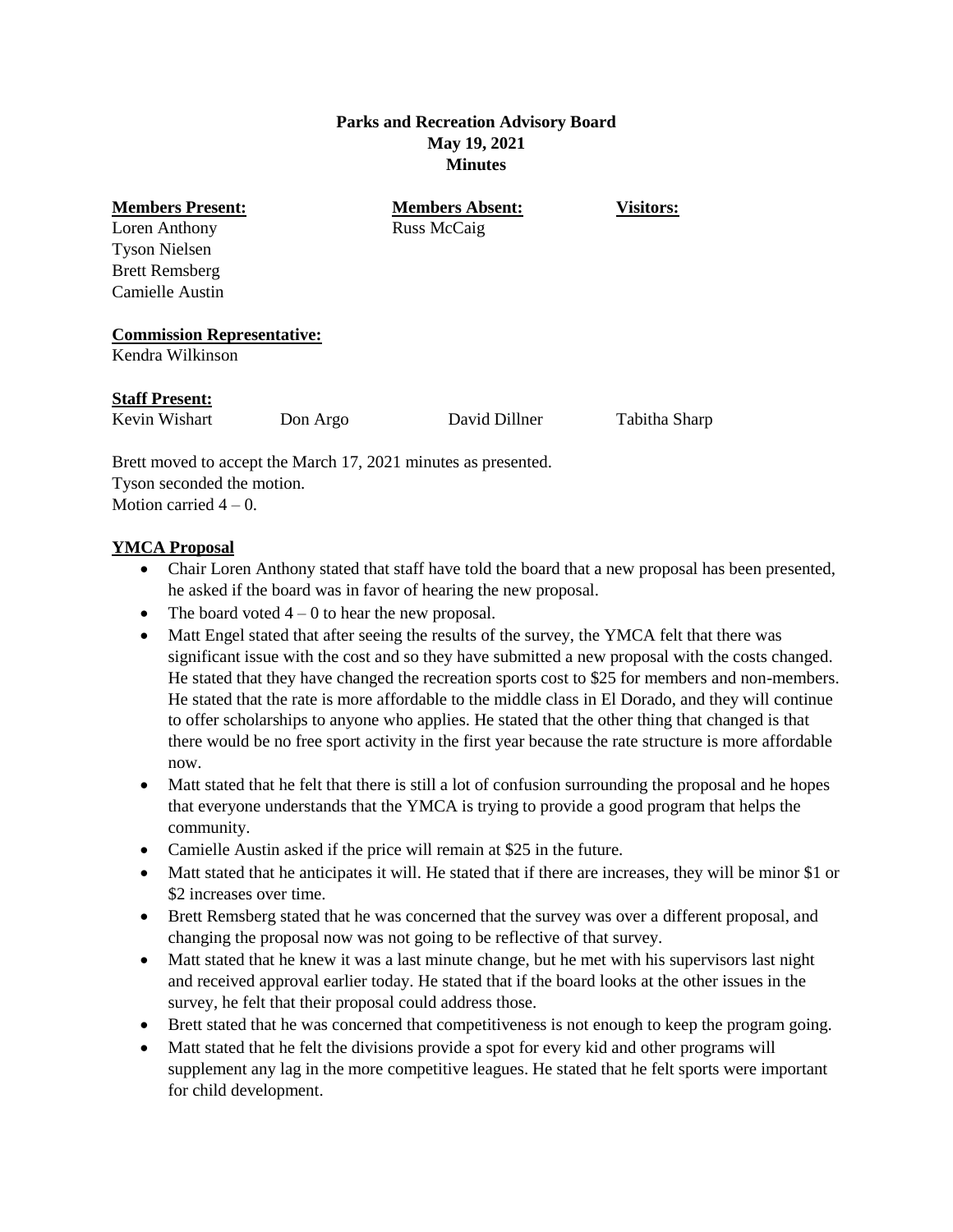**Parks and Recreation Advisory Board**
**May 19, 2021**
**Minutes**

| **Members Present:** | **Members Absent:** | **Visitors:** |
| --- | --- | --- |
| Loren Anthony | Russ McCaig | |
| Tyson Nielsen | | |
| Brett Remsberg | | |
| Camielle Austin | | |

**Commission Representative:**
Kendra Wilkinson

**Staff Present:**
Kevin Wishart Don Argo David Dillner Tabitha Sharp

Brett moved to accept the March 17, 2021 minutes as presented.
Tyson seconded the motion.
Motion carried 4 – 0.

**YMCA Proposal**

- Chair Loren Anthony stated that staff have told the board that a new proposal has been presented, he asked if the board was in favor of hearing the new proposal.
- The board voted 4 – 0 to hear the new proposal.
- Matt Engel stated that after seeing the results of the survey, the YMCA felt that there was significant issue with the cost and so they have submitted a new proposal with the costs changed. He stated that they have changed the recreation sports cost to $25 for members and non-members. He stated that the rate is more affordable to the middle class in El Dorado, and they will continue to offer scholarships to anyone who applies. He stated that the other thing that changed is that there would be no free sport activity in the first year because the rate structure is more affordable now.
- Matt stated that he felt that there is still a lot of confusion surrounding the proposal and he hopes that everyone understands that the YMCA is trying to provide a good program that helps the community.
- Camielle Austin asked if the price will remain at $25 in the future.
- Matt stated that he anticipates it will. He stated that if there are increases, they will be minor $1 or $2 increases over time.
- Brett Remsberg stated that he was concerned that the survey was over a different proposal, and changing the proposal now was not going to be reflective of that survey.
- Matt stated that he knew it was a last minute change, but he met with his supervisors last night and received approval earlier today. He stated that if the board looks at the other issues in the survey, he felt that their proposal could address those.
- Brett stated that he was concerned that competitiveness is not enough to keep the program going.
- Matt stated that he felt the divisions provide a spot for every kid and other programs will supplement any lag in the more competitive leagues. He stated that he felt sports were important for child development.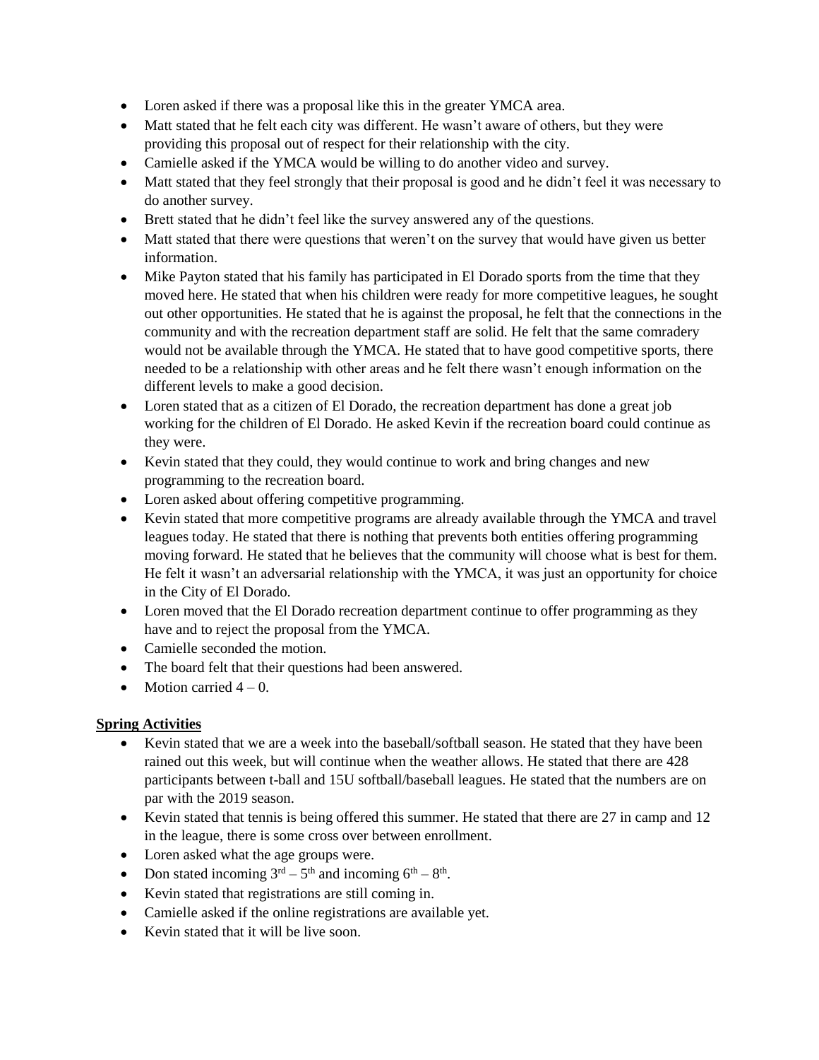- Loren asked if there was a proposal like this in the greater YMCA area.
- Matt stated that he felt each city was different. He wasn't aware of others, but they were providing this proposal out of respect for their relationship with the city.
- Camielle asked if the YMCA would be willing to do another video and survey.
- Matt stated that they feel strongly that their proposal is good and he didn't feel it was necessary to do another survey.
- Brett stated that he didn't feel like the survey answered any of the questions.
- Matt stated that there were questions that weren't on the survey that would have given us better information.
- Mike Payton stated that his family has participated in El Dorado sports from the time that they moved here. He stated that when his children were ready for more competitive leagues, he sought out other opportunities. He stated that he is against the proposal, he felt that the connections in the community and with the recreation department staff are solid. He felt that the same comradery would not be available through the YMCA. He stated that to have good competitive sports, there needed to be a relationship with other areas and he felt there wasn't enough information on the different levels to make a good decision.
- Loren stated that as a citizen of El Dorado, the recreation department has done a great job working for the children of El Dorado. He asked Kevin if the recreation board could continue as they were.
- Kevin stated that they could, they would continue to work and bring changes and new programming to the recreation board.
- Loren asked about offering competitive programming.
- Kevin stated that more competitive programs are already available through the YMCA and travel leagues today. He stated that there is nothing that prevents both entities offering programming moving forward. He stated that he believes that the community will choose what is best for them. He felt it wasn't an adversarial relationship with the YMCA, it was just an opportunity for choice in the City of El Dorado.
- Loren moved that the El Dorado recreation department continue to offer programming as they have and to reject the proposal from the YMCA.
- Camielle seconded the motion.
- The board felt that their questions had been answered.
- Motion carried 4 – 0.

**Spring Activities**

- Kevin stated that we are a week into the baseball/softball season. He stated that they have been rained out this week, but will continue when the weather allows. He stated that there are 428 participants between t-ball and 15U softball/baseball leagues. He stated that the numbers are on par with the 2019 season.
- Kevin stated that tennis is being offered this summer. He stated that there are 27 in camp and 12 in the league, there is some cross over between enrollment.
- Loren asked what the age groups were.
- Don stated incoming 3rd – 5th and incoming 6th – 8th.
- Kevin stated that registrations are still coming in.
- Camielle asked if the online registrations are available yet.
- Kevin stated that it will be live soon.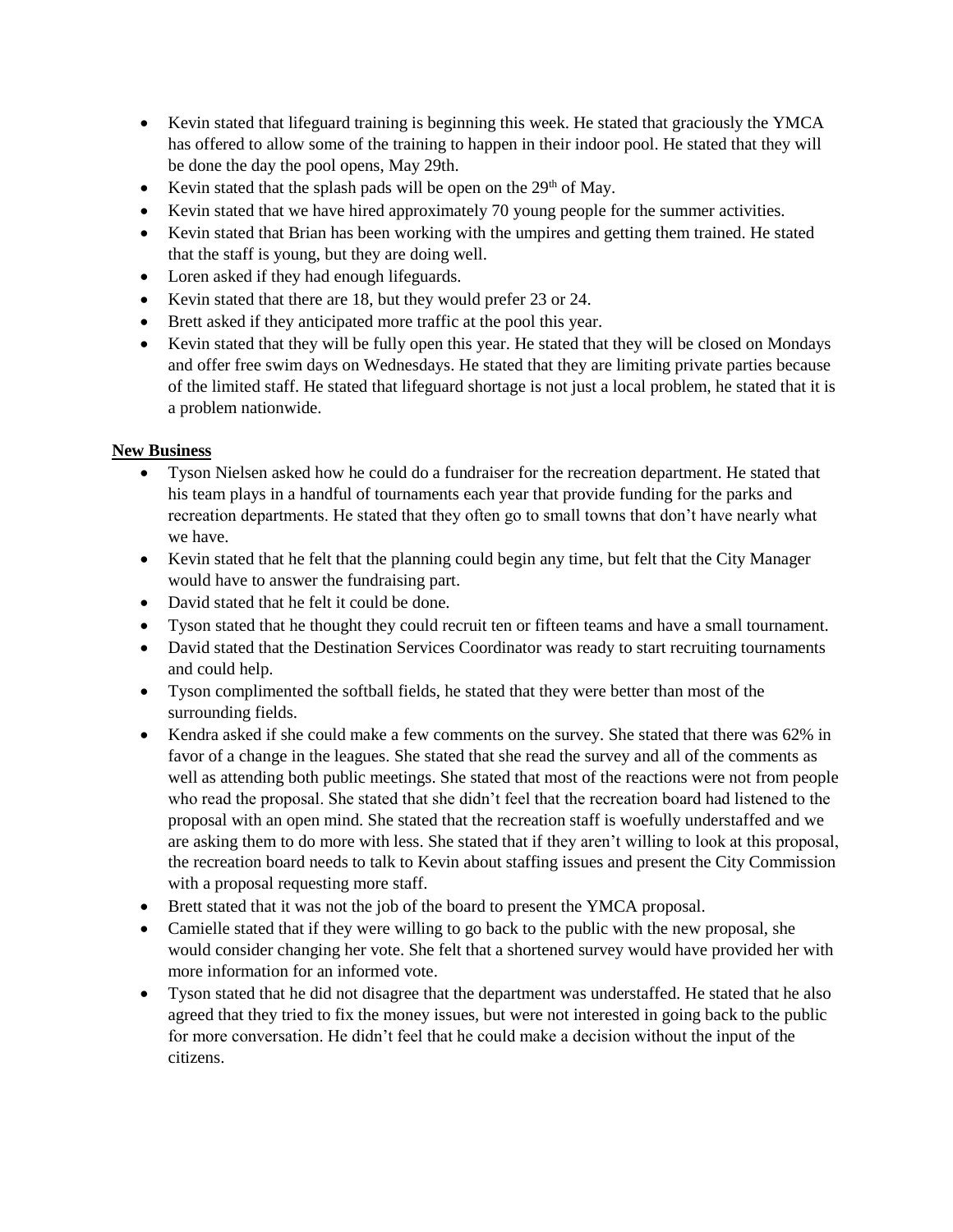- Kevin stated that lifeguard training is beginning this week. He stated that graciously the YMCA has offered to allow some of the training to happen in their indoor pool. He stated that they will be done the day the pool opens, May 29th.
- Kevin stated that the splash pads will be open on the 29th of May.
- Kevin stated that we have hired approximately 70 young people for the summer activities.
- Kevin stated that Brian has been working with the umpires and getting them trained. He stated that the staff is young, but they are doing well.
- Loren asked if they had enough lifeguards.
- Kevin stated that there are 18, but they would prefer 23 or 24.
- Brett asked if they anticipated more traffic at the pool this year.
- Kevin stated that they will be fully open this year. He stated that they will be closed on Mondays and offer free swim days on Wednesdays. He stated that they are limiting private parties because of the limited staff. He stated that lifeguard shortage is not just a local problem, he stated that it is a problem nationwide.

**New Business**

- Tyson Nielsen asked how he could do a fundraiser for the recreation department. He stated that his team plays in a handful of tournaments each year that provide funding for the parks and recreation departments. He stated that they often go to small towns that don't have nearly what we have.
- Kevin stated that he felt that the planning could begin any time, but felt that the City Manager would have to answer the fundraising part.
- David stated that he felt it could be done.
- Tyson stated that he thought they could recruit ten or fifteen teams and have a small tournament.
- David stated that the Destination Services Coordinator was ready to start recruiting tournaments and could help.
- Tyson complimented the softball fields, he stated that they were better than most of the surrounding fields.
- Kendra asked if she could make a few comments on the survey. She stated that there was 62% in favor of a change in the leagues. She stated that she read the survey and all of the comments as well as attending both public meetings. She stated that most of the reactions were not from people who read the proposal. She stated that she didn't feel that the recreation board had listened to the proposal with an open mind. She stated that the recreation staff is woefully understaffed and we are asking them to do more with less. She stated that if they aren't willing to look at this proposal, the recreation board needs to talk to Kevin about staffing issues and present the City Commission with a proposal requesting more staff.
- Brett stated that it was not the job of the board to present the YMCA proposal.
- Camielle stated that if they were willing to go back to the public with the new proposal, she would consider changing her vote. She felt that a shortened survey would have provided her with more information for an informed vote.
- Tyson stated that he did not disagree that the department was understaffed. He stated that he also agreed that they tried to fix the money issues, but were not interested in going back to the public for more conversation. He didn't feel that he could make a decision without the input of the citizens.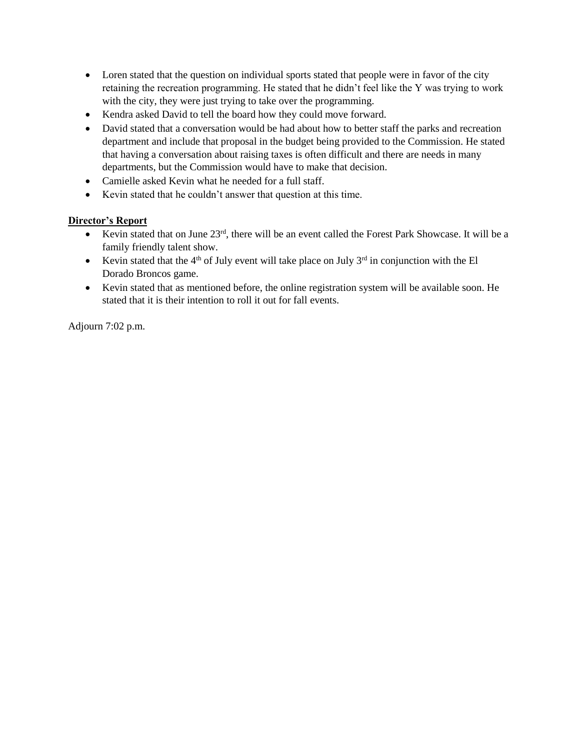- Loren stated that the question on individual sports stated that people were in favor of the city retaining the recreation programming. He stated that he didn't feel like the Y was trying to work with the city, they were just trying to take over the programming.
- Kendra asked David to tell the board how they could move forward.
- David stated that a conversation would be had about how to better staff the parks and recreation department and include that proposal in the budget being provided to the Commission. He stated that having a conversation about raising taxes is often difficult and there are needs in many departments, but the Commission would have to make that decision.
- Camielle asked Kevin what he needed for a full staff.
- Kevin stated that he couldn't answer that question at this time.

**Director's Report**

- Kevin stated that on June 23rd, there will be an event called the Forest Park Showcase. It will be a family friendly talent show.
- Kevin stated that the 4th of July event will take place on July 3rd in conjunction with the El Dorado Broncos game.
- Kevin stated that as mentioned before, the online registration system will be available soon. He stated that it is their intention to roll it out for fall events.

Adjourn 7:02 p.m.